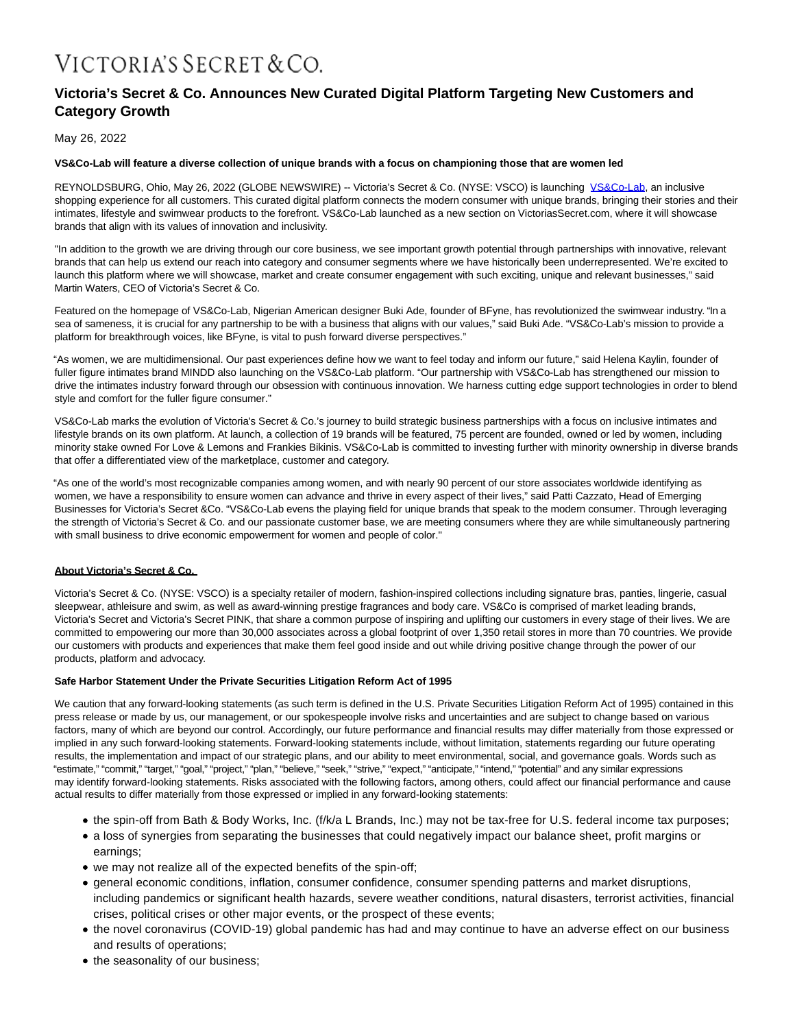# VICTORIA'S SECRET & CO.

## Victoria's Secret & Co. Announces New Curated Digital Platform Targeting New Customers and Category Growth

May 26, 2022

**VS&Co-Lab will feature a diverse collection of unique brands with a focus on championing those that are women led**

REYNOLDSBURG, Ohio, May 26, 2022 (GLOBE NEWSWIRE) -- Victoria's Secret & Co. (NYSE: VSCO) is launching VS&Co-Lab, an inclusive shopping experience for all customers. This curated digital platform connects the modern consumer with unique brands, bringing their stories and their intimates, lifestyle and swimwear products to the forefront. VS&Co-Lab launched as a new section on VictoriasSecret.com, where it will showcase brands that align with its values of innovation and inclusivity.

"In addition to the growth we are driving through our core business, we see important growth potential through partnerships with innovative, relevant brands that can help us extend our reach into category and consumer segments where we have historically been underrepresented. We're excited to launch this platform where we will showcase, market and create consumer engagement with such exciting, unique and relevant businesses," said Martin Waters, CEO of Victoria's Secret & Co.

Featured on the homepage of VS&Co-Lab, Nigerian American designer Buki Ade, founder of BFyne, has revolutionized the swimwear industry. "In a sea of sameness, it is crucial for any partnership to be with a business that aligns with our values," said Buki Ade. "VS&Co-Lab's mission to provide a platform for breakthrough voices, like BFyne, is vital to push forward diverse perspectives."

"As women, we are multidimensional. Our past experiences define how we want to feel today and inform our future," said Helena Kaylin, founder of fuller figure intimates brand MINDD also launching on the VS&Co-Lab platform. "Our partnership with VS&Co-Lab has strengthened our mission to drive the intimates industry forward through our obsession with continuous innovation. We harness cutting edge support technologies in order to blend style and comfort for the fuller figure consumer."

VS&Co-Lab marks the evolution of Victoria's Secret & Co.'s journey to build strategic business partnerships with a focus on inclusive intimates and lifestyle brands on its own platform. At launch, a collection of 19 brands will be featured, 75 percent are founded, owned or led by women, including minority stake owned For Love & Lemons and Frankies Bikinis. VS&Co-Lab is committed to investing further with minority ownership in diverse brands that offer a differentiated view of the marketplace, customer and category.

"As one of the world's most recognizable companies among women, and with nearly 90 percent of our store associates worldwide identifying as women, we have a responsibility to ensure women can advance and thrive in every aspect of their lives," said Patti Cazzato, Head of Emerging Businesses for Victoria's Secret &Co. "VS&Co-Lab evens the playing field for unique brands that speak to the modern consumer. Through leveraging the strength of Victoria's Secret & Co. and our passionate customer base, we are meeting consumers where they are while simultaneously partnering with small business to drive economic empowerment for women and people of color."

**About Victoria's Secret & Co.**

Victoria's Secret & Co. (NYSE: VSCO) is a specialty retailer of modern, fashion-inspired collections including signature bras, panties, lingerie, casual sleepwear, athleisure and swim, as well as award-winning prestige fragrances and body care. VS&Co is comprised of market leading brands, Victoria's Secret and Victoria's Secret PINK, that share a common purpose of inspiring and uplifting our customers in every stage of their lives. We are committed to empowering our more than 30,000 associates across a global footprint of over 1,350 retail stores in more than 70 countries. We provide our customers with products and experiences that make them feel good inside and out while driving positive change through the power of our products, platform and advocacy.

**Safe Harbor Statement Under the Private Securities Litigation Reform Act of 1995**

We caution that any forward-looking statements (as such term is defined in the U.S. Private Securities Litigation Reform Act of 1995) contained in this press release or made by us, our management, or our spokespeople involve risks and uncertainties and are subject to change based on various factors, many of which are beyond our control. Accordingly, our future performance and financial results may differ materially from those expressed or implied in any such forward-looking statements. Forward-looking statements include, without limitation, statements regarding our future operating results, the implementation and impact of our strategic plans, and our ability to meet environmental, social, and governance goals. Words such as "estimate," "commit," "target," "goal," "project," "plan," "believe," "seek," "strive," "expect," "anticipate," "intend," "potential" and any similar expressions may identify forward-looking statements. Risks associated with the following factors, among others, could affect our financial performance and cause actual results to differ materially from those expressed or implied in any forward-looking statements:

- the spin-off from Bath & Body Works, Inc. (f/k/a L Brands, Inc.) may not be tax-free for U.S. federal income tax purposes;
- a loss of synergies from separating the businesses that could negatively impact our balance sheet, profit margins or earnings;
- we may not realize all of the expected benefits of the spin-off;
- general economic conditions, inflation, consumer confidence, consumer spending patterns and market disruptions, including pandemics or significant health hazards, severe weather conditions, natural disasters, terrorist activities, financial crises, political crises or other major events, or the prospect of these events;
- the novel coronavirus (COVID-19) global pandemic has had and may continue to have an adverse effect on our business and results of operations;
- the seasonality of our business;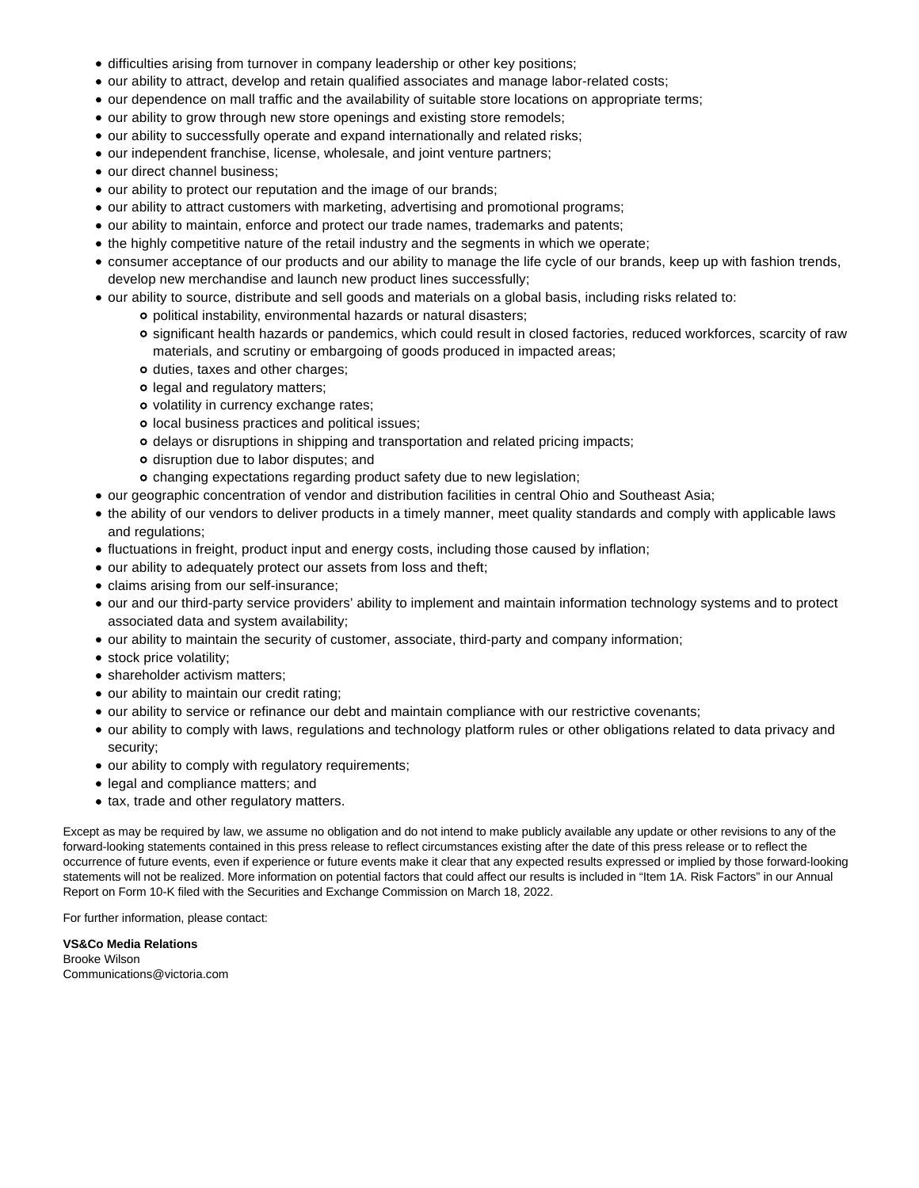- difficulties arising from turnover in company leadership or other key positions;
- our ability to attract, develop and retain qualified associates and manage labor-related costs;
- our dependence on mall traffic and the availability of suitable store locations on appropriate terms;
- our ability to grow through new store openings and existing store remodels;
- our ability to successfully operate and expand internationally and related risks;
- our independent franchise, license, wholesale, and joint venture partners;
- our direct channel business;
- our ability to protect our reputation and the image of our brands;
- our ability to attract customers with marketing, advertising and promotional programs;
- our ability to maintain, enforce and protect our trade names, trademarks and patents;
- the highly competitive nature of the retail industry and the segments in which we operate;
- consumer acceptance of our products and our ability to manage the life cycle of our brands, keep up with fashion trends, develop new merchandise and launch new product lines successfully;
- our ability to source, distribute and sell goods and materials on a global basis, including risks related to:
  - political instability, environmental hazards or natural disasters;
  - significant health hazards or pandemics, which could result in closed factories, reduced workforces, scarcity of raw materials, and scrutiny or embargoing of goods produced in impacted areas;
  - duties, taxes and other charges;
  - legal and regulatory matters;
  - volatility in currency exchange rates;
  - local business practices and political issues;
  - delays or disruptions in shipping and transportation and related pricing impacts;
  - disruption due to labor disputes; and
  - changing expectations regarding product safety due to new legislation;
- our geographic concentration of vendor and distribution facilities in central Ohio and Southeast Asia;
- the ability of our vendors to deliver products in a timely manner, meet quality standards and comply with applicable laws and regulations;
- fluctuations in freight, product input and energy costs, including those caused by inflation;
- our ability to adequately protect our assets from loss and theft;
- claims arising from our self-insurance;
- our and our third-party service providers' ability to implement and maintain information technology systems and to protect associated data and system availability;
- our ability to maintain the security of customer, associate, third-party and company information;
- stock price volatility;
- shareholder activism matters;
- our ability to maintain our credit rating;
- our ability to service or refinance our debt and maintain compliance with our restrictive covenants;
- our ability to comply with laws, regulations and technology platform rules or other obligations related to data privacy and security;
- our ability to comply with regulatory requirements;
- legal and compliance matters; and
- tax, trade and other regulatory matters.

Except as may be required by law, we assume no obligation and do not intend to make publicly available any update or other revisions to any of the forward-looking statements contained in this press release to reflect circumstances existing after the date of this press release or to reflect the occurrence of future events, even if experience or future events make it clear that any expected results expressed or implied by those forward-looking statements will not be realized. More information on potential factors that could affect our results is included in "Item 1A. Risk Factors" in our Annual Report on Form 10-K filed with the Securities and Exchange Commission on March 18, 2022.

For further information, please contact:

**VS&Co Media Relations**
Brooke Wilson
Communications@victoria.com